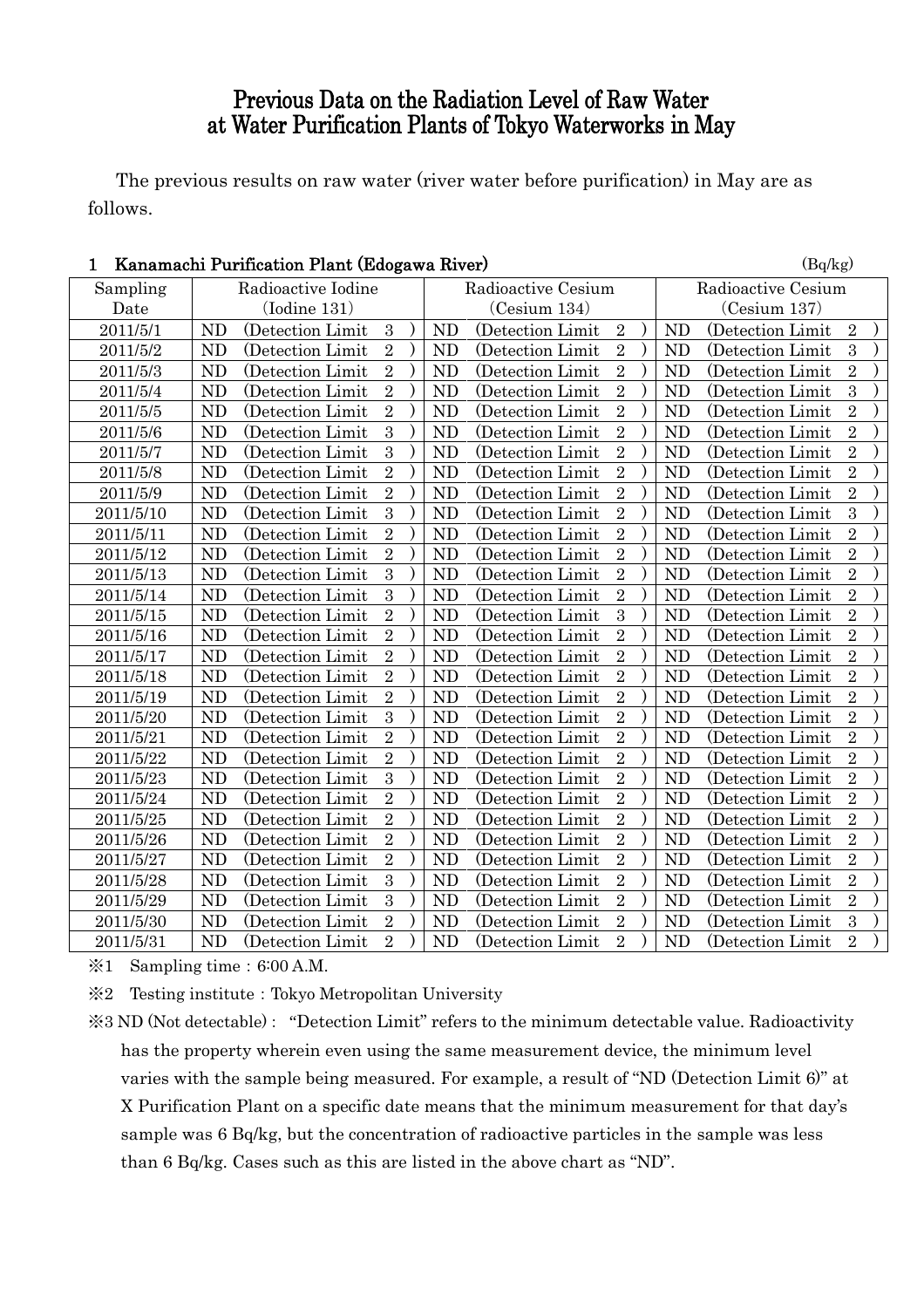# Previous Data on the Radiation Level of Raw Water at Water Purification Plants of Tokyo Waterworks in May

The previous results on raw water (river water before purification) in May are as follows.

## 1 Kanamachi Purification Plant (Edogawa River)

(Bq/kg)

| Sampling Date | Radioactive Iodine (Iodine 131) | Radioactive Cesium (Cesium 134) | Radioactive Cesium (Cesium 137) |
|---|---|---|---|
| 2011/5/1 | ND (Detection Limit 3) | ND (Detection Limit 2) | ND (Detection Limit 2) |
| 2011/5/2 | ND (Detection Limit 2) | ND (Detection Limit 2) | ND (Detection Limit 3) |
| 2011/5/3 | ND (Detection Limit 2) | ND (Detection Limit 2) | ND (Detection Limit 2) |
| 2011/5/4 | ND (Detection Limit 2) | ND (Detection Limit 2) | ND (Detection Limit 3) |
| 2011/5/5 | ND (Detection Limit 2) | ND (Detection Limit 2) | ND (Detection Limit 2) |
| 2011/5/6 | ND (Detection Limit 3) | ND (Detection Limit 2) | ND (Detection Limit 2) |
| 2011/5/7 | ND (Detection Limit 3) | ND (Detection Limit 2) | ND (Detection Limit 2) |
| 2011/5/8 | ND (Detection Limit 2) | ND (Detection Limit 2) | ND (Detection Limit 2) |
| 2011/5/9 | ND (Detection Limit 2) | ND (Detection Limit 2) | ND (Detection Limit 2) |
| 2011/5/10 | ND (Detection Limit 3) | ND (Detection Limit 2) | ND (Detection Limit 3) |
| 2011/5/11 | ND (Detection Limit 2) | ND (Detection Limit 2) | ND (Detection Limit 2) |
| 2011/5/12 | ND (Detection Limit 2) | ND (Detection Limit 2) | ND (Detection Limit 2) |
| 2011/5/13 | ND (Detection Limit 3) | ND (Detection Limit 2) | ND (Detection Limit 2) |
| 2011/5/14 | ND (Detection Limit 3) | ND (Detection Limit 2) | ND (Detection Limit 2) |
| 2011/5/15 | ND (Detection Limit 2) | ND (Detection Limit 3) | ND (Detection Limit 2) |
| 2011/5/16 | ND (Detection Limit 2) | ND (Detection Limit 2) | ND (Detection Limit 2) |
| 2011/5/17 | ND (Detection Limit 2) | ND (Detection Limit 2) | ND (Detection Limit 2) |
| 2011/5/18 | ND (Detection Limit 2) | ND (Detection Limit 2) | ND (Detection Limit 2) |
| 2011/5/19 | ND (Detection Limit 2) | ND (Detection Limit 2) | ND (Detection Limit 2) |
| 2011/5/20 | ND (Detection Limit 3) | ND (Detection Limit 2) | ND (Detection Limit 2) |
| 2011/5/21 | ND (Detection Limit 2) | ND (Detection Limit 2) | ND (Detection Limit 2) |
| 2011/5/22 | ND (Detection Limit 2) | ND (Detection Limit 2) | ND (Detection Limit 2) |
| 2011/5/23 | ND (Detection Limit 3) | ND (Detection Limit 2) | ND (Detection Limit 2) |
| 2011/5/24 | ND (Detection Limit 2) | ND (Detection Limit 2) | ND (Detection Limit 2) |
| 2011/5/25 | ND (Detection Limit 2) | ND (Detection Limit 2) | ND (Detection Limit 2) |
| 2011/5/26 | ND (Detection Limit 2) | ND (Detection Limit 2) | ND (Detection Limit 2) |
| 2011/5/27 | ND (Detection Limit 2) | ND (Detection Limit 2) | ND (Detection Limit 2) |
| 2011/5/28 | ND (Detection Limit 3) | ND (Detection Limit 2) | ND (Detection Limit 2) |
| 2011/5/29 | ND (Detection Limit 3) | ND (Detection Limit 2) | ND (Detection Limit 2) |
| 2011/5/30 | ND (Detection Limit 2) | ND (Detection Limit 2) | ND (Detection Limit 3) |
| 2011/5/31 | ND (Detection Limit 2) | ND (Detection Limit 2) | ND (Detection Limit 2) |

※1 Sampling time：6:00 A.M.

※2 Testing institute：Tokyo Metropolitan University

※3 ND (Not detectable)： "Detection Limit" refers to the minimum detectable value. Radioactivity has the property wherein even using the same measurement device, the minimum level varies with the sample being measured. For example, a result of "ND (Detection Limit 6)" at X Purification Plant on a specific date means that the minimum measurement for that day's sample was 6 Bq/kg, but the concentration of radioactive particles in the sample was less than 6 Bq/kg. Cases such as this are listed in the above chart as "ND".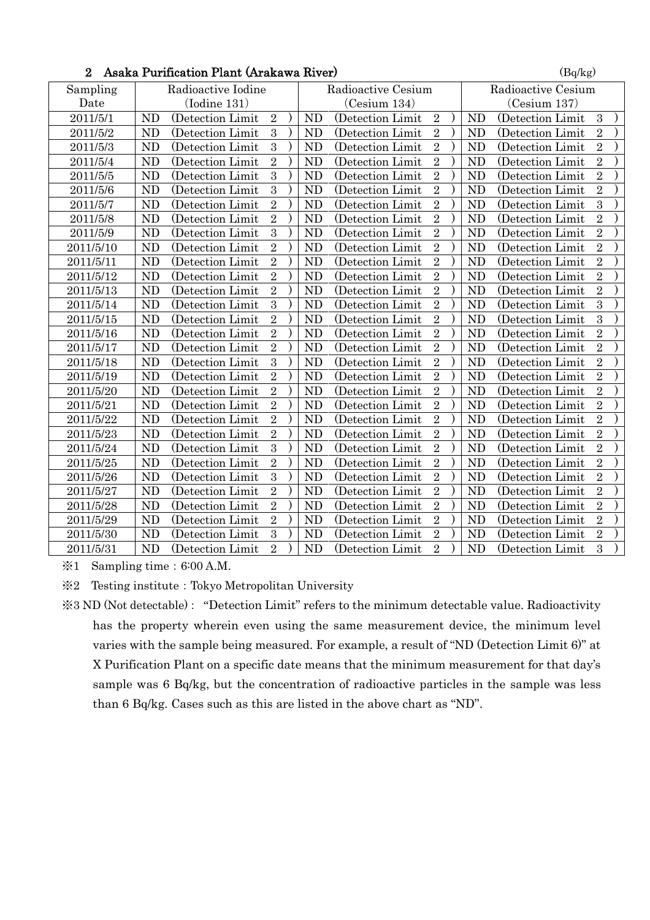## 2 Asaka Purification Plant (Arakawa River)

(Bq/kg)

| Sampling Date | Radioactive Iodine (Iodine 131) | Radioactive Cesium (Cesium 134) | Radioactive Cesium (Cesium 137) |
|---|---|---|---|
| 2011/5/1 | ND (Detection Limit 2 ) | ND (Detection Limit 2 ) | ND (Detection Limit 3 ) |
| 2011/5/2 | ND (Detection Limit 3 ) | ND (Detection Limit 2 ) | ND (Detection Limit 2 ) |
| 2011/5/3 | ND (Detection Limit 3 ) | ND (Detection Limit 2 ) | ND (Detection Limit 2 ) |
| 2011/5/4 | ND (Detection Limit 2 ) | ND (Detection Limit 2 ) | ND (Detection Limit 2 ) |
| 2011/5/5 | ND (Detection Limit 3 ) | ND (Detection Limit 2 ) | ND (Detection Limit 2 ) |
| 2011/5/6 | ND (Detection Limit 3 ) | ND (Detection Limit 2 ) | ND (Detection Limit 2 ) |
| 2011/5/7 | ND (Detection Limit 2 ) | ND (Detection Limit 2 ) | ND (Detection Limit 3 ) |
| 2011/5/8 | ND (Detection Limit 2 ) | ND (Detection Limit 2 ) | ND (Detection Limit 2 ) |
| 2011/5/9 | ND (Detection Limit 3 ) | ND (Detection Limit 2 ) | ND (Detection Limit 2 ) |
| 2011/5/10 | ND (Detection Limit 2 ) | ND (Detection Limit 2 ) | ND (Detection Limit 2 ) |
| 2011/5/11 | ND (Detection Limit 2 ) | ND (Detection Limit 2 ) | ND (Detection Limit 2 ) |
| 2011/5/12 | ND (Detection Limit 2 ) | ND (Detection Limit 2 ) | ND (Detection Limit 2 ) |
| 2011/5/13 | ND (Detection Limit 2 ) | ND (Detection Limit 2 ) | ND (Detection Limit 2 ) |
| 2011/5/14 | ND (Detection Limit 3 ) | ND (Detection Limit 2 ) | ND (Detection Limit 3 ) |
| 2011/5/15 | ND (Detection Limit 2 ) | ND (Detection Limit 2 ) | ND (Detection Limit 3 ) |
| 2011/5/16 | ND (Detection Limit 2 ) | ND (Detection Limit 2 ) | ND (Detection Limit 2 ) |
| 2011/5/17 | ND (Detection Limit 2 ) | ND (Detection Limit 2 ) | ND (Detection Limit 2 ) |
| 2011/5/18 | ND (Detection Limit 3 ) | ND (Detection Limit 2 ) | ND (Detection Limit 2 ) |
| 2011/5/19 | ND (Detection Limit 2 ) | ND (Detection Limit 2 ) | ND (Detection Limit 2 ) |
| 2011/5/20 | ND (Detection Limit 2 ) | ND (Detection Limit 2 ) | ND (Detection Limit 2 ) |
| 2011/5/21 | ND (Detection Limit 2 ) | ND (Detection Limit 2 ) | ND (Detection Limit 2 ) |
| 2011/5/22 | ND (Detection Limit 2 ) | ND (Detection Limit 2 ) | ND (Detection Limit 2 ) |
| 2011/5/23 | ND (Detection Limit 2 ) | ND (Detection Limit 2 ) | ND (Detection Limit 2 ) |
| 2011/5/24 | ND (Detection Limit 3 ) | ND (Detection Limit 2 ) | ND (Detection Limit 2 ) |
| 2011/5/25 | ND (Detection Limit 2 ) | ND (Detection Limit 2 ) | ND (Detection Limit 2 ) |
| 2011/5/26 | ND (Detection Limit 3 ) | ND (Detection Limit 2 ) | ND (Detection Limit 2 ) |
| 2011/5/27 | ND (Detection Limit 2 ) | ND (Detection Limit 2 ) | ND (Detection Limit 2 ) |
| 2011/5/28 | ND (Detection Limit 2 ) | ND (Detection Limit 2 ) | ND (Detection Limit 2 ) |
| 2011/5/29 | ND (Detection Limit 2 ) | ND (Detection Limit 2 ) | ND (Detection Limit 2 ) |
| 2011/5/30 | ND (Detection Limit 3 ) | ND (Detection Limit 2 ) | ND (Detection Limit 2 ) |
| 2011/5/31 | ND (Detection Limit 2 ) | ND (Detection Limit 2 ) | ND (Detection Limit 3 ) |

※1 Sampling time：6:00 A.M.

※2 Testing institute：Tokyo Metropolitan University

※3 ND (Not detectable)： "Detection Limit" refers to the minimum detectable value. Radioactivity has the property wherein even using the same measurement device, the minimum level varies with the sample being measured. For example, a result of "ND (Detection Limit 6)" at X Purification Plant on a specific date means that the minimum measurement for that day's sample was 6 Bq/kg, but the concentration of radioactive particles in the sample was less than 6 Bq/kg. Cases such as this are listed in the above chart as "ND".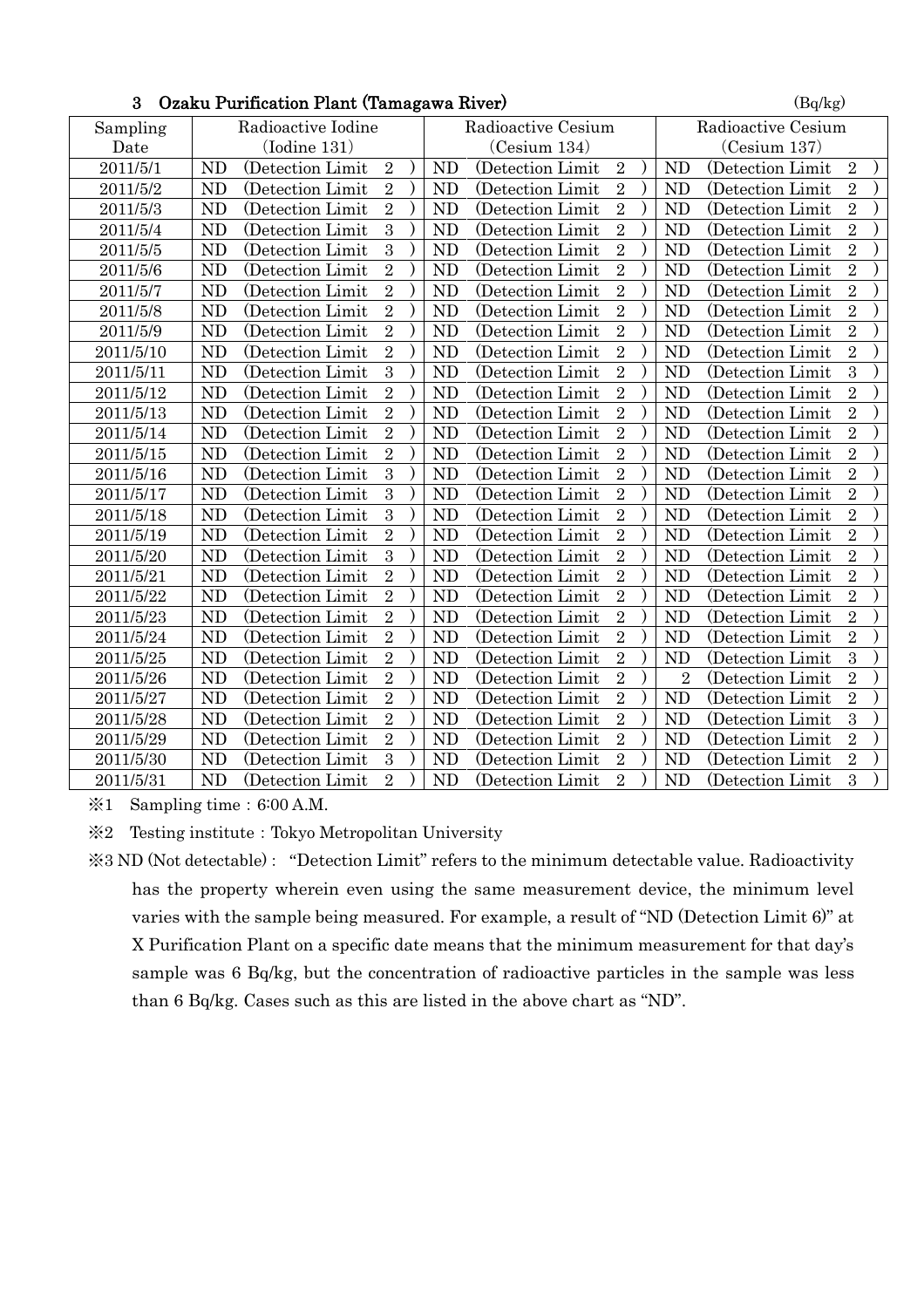## 3 Ozaku Purification Plant (Tamagawa River)

(Bq/kg)

| Sampling Date | Radioactive Iodine (Iodine 131) | Radioactive Cesium (Cesium 134) | Radioactive Cesium (Cesium 137) |
|---|---|---|---|
| 2011/5/1 | ND (Detection Limit 2) | ND (Detection Limit 2) | ND (Detection Limit 2) |
| 2011/5/2 | ND (Detection Limit 2) | ND (Detection Limit 2) | ND (Detection Limit 2) |
| 2011/5/3 | ND (Detection Limit 2) | ND (Detection Limit 2) | ND (Detection Limit 2) |
| 2011/5/4 | ND (Detection Limit 3) | ND (Detection Limit 2) | ND (Detection Limit 2) |
| 2011/5/5 | ND (Detection Limit 3) | ND (Detection Limit 2) | ND (Detection Limit 2) |
| 2011/5/6 | ND (Detection Limit 2) | ND (Detection Limit 2) | ND (Detection Limit 2) |
| 2011/5/7 | ND (Detection Limit 2) | ND (Detection Limit 2) | ND (Detection Limit 2) |
| 2011/5/8 | ND (Detection Limit 2) | ND (Detection Limit 2) | ND (Detection Limit 2) |
| 2011/5/9 | ND (Detection Limit 2) | ND (Detection Limit 2) | ND (Detection Limit 2) |
| 2011/5/10 | ND (Detection Limit 2) | ND (Detection Limit 2) | ND (Detection Limit 2) |
| 2011/5/11 | ND (Detection Limit 3) | ND (Detection Limit 2) | ND (Detection Limit 3) |
| 2011/5/12 | ND (Detection Limit 2) | ND (Detection Limit 2) | ND (Detection Limit 2) |
| 2011/5/13 | ND (Detection Limit 2) | ND (Detection Limit 2) | ND (Detection Limit 2) |
| 2011/5/14 | ND (Detection Limit 2) | ND (Detection Limit 2) | ND (Detection Limit 2) |
| 2011/5/15 | ND (Detection Limit 2) | ND (Detection Limit 2) | ND (Detection Limit 2) |
| 2011/5/16 | ND (Detection Limit 3) | ND (Detection Limit 2) | ND (Detection Limit 2) |
| 2011/5/17 | ND (Detection Limit 3) | ND (Detection Limit 2) | ND (Detection Limit 2) |
| 2011/5/18 | ND (Detection Limit 3) | ND (Detection Limit 2) | ND (Detection Limit 2) |
| 2011/5/19 | ND (Detection Limit 2) | ND (Detection Limit 2) | ND (Detection Limit 2) |
| 2011/5/20 | ND (Detection Limit 3) | ND (Detection Limit 2) | ND (Detection Limit 2) |
| 2011/5/21 | ND (Detection Limit 2) | ND (Detection Limit 2) | ND (Detection Limit 2) |
| 2011/5/22 | ND (Detection Limit 2) | ND (Detection Limit 2) | ND (Detection Limit 2) |
| 2011/5/23 | ND (Detection Limit 2) | ND (Detection Limit 2) | ND (Detection Limit 2) |
| 2011/5/24 | ND (Detection Limit 2) | ND (Detection Limit 2) | ND (Detection Limit 2) |
| 2011/5/25 | ND (Detection Limit 2) | ND (Detection Limit 2) | ND (Detection Limit 3) |
| 2011/5/26 | ND (Detection Limit 2) | ND (Detection Limit 2) | 2 (Detection Limit 2) |
| 2011/5/27 | ND (Detection Limit 2) | ND (Detection Limit 2) | ND (Detection Limit 2) |
| 2011/5/28 | ND (Detection Limit 2) | ND (Detection Limit 2) | ND (Detection Limit 3) |
| 2011/5/29 | ND (Detection Limit 2) | ND (Detection Limit 2) | ND (Detection Limit 2) |
| 2011/5/30 | ND (Detection Limit 3) | ND (Detection Limit 2) | ND (Detection Limit 2) |
| 2011/5/31 | ND (Detection Limit 2) | ND (Detection Limit 2) | ND (Detection Limit 3) |

※1 Sampling time：6:00 A.M.

※2 Testing institute：Tokyo Metropolitan University

※3 ND (Not detectable)： "Detection Limit" refers to the minimum detectable value. Radioactivity has the property wherein even using the same measurement device, the minimum level varies with the sample being measured. For example, a result of "ND (Detection Limit 6)" at X Purification Plant on a specific date means that the minimum measurement for that day's sample was 6 Bq/kg, but the concentration of radioactive particles in the sample was less than 6 Bq/kg. Cases such as this are listed in the above chart as "ND".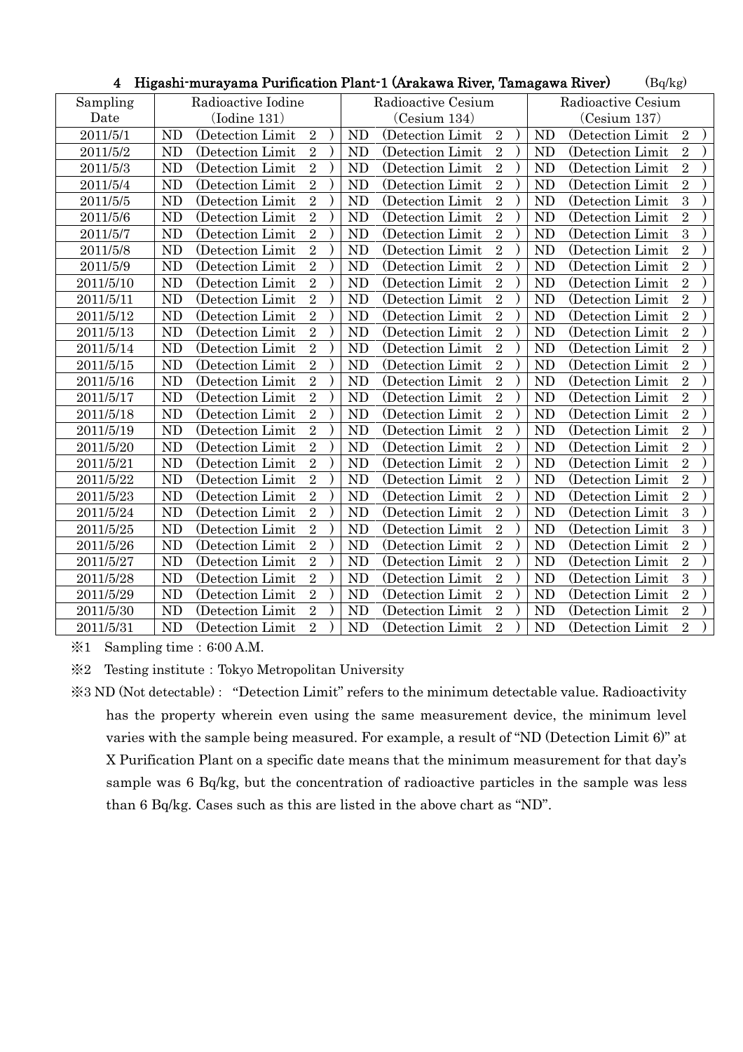## 4 Higashi-murayama Purification Plant-1 (Arakawa River, Tamagawa River) (Bq/kg)

| Sampling Date | Radioactive Iodine (Iodine 131) | Radioactive Cesium (Cesium 134) | Radioactive Cesium (Cesium 137) |
|---|---|---|---|
| 2011/5/1 | ND (Detection Limit 2 ) | ND (Detection Limit 2 ) | ND (Detection Limit 2 ) |
| 2011/5/2 | ND (Detection Limit 2 ) | ND (Detection Limit 2 ) | ND (Detection Limit 2 ) |
| 2011/5/3 | ND (Detection Limit 2 ) | ND (Detection Limit 2 ) | ND (Detection Limit 2 ) |
| 2011/5/4 | ND (Detection Limit 2 ) | ND (Detection Limit 2 ) | ND (Detection Limit 2 ) |
| 2011/5/5 | ND (Detection Limit 2 ) | ND (Detection Limit 2 ) | ND (Detection Limit 3 ) |
| 2011/5/6 | ND (Detection Limit 2 ) | ND (Detection Limit 2 ) | ND (Detection Limit 2 ) |
| 2011/5/7 | ND (Detection Limit 2 ) | ND (Detection Limit 2 ) | ND (Detection Limit 3 ) |
| 2011/5/8 | ND (Detection Limit 2 ) | ND (Detection Limit 2 ) | ND (Detection Limit 2 ) |
| 2011/5/9 | ND (Detection Limit 2 ) | ND (Detection Limit 2 ) | ND (Detection Limit 2 ) |
| 2011/5/10 | ND (Detection Limit 2 ) | ND (Detection Limit 2 ) | ND (Detection Limit 2 ) |
| 2011/5/11 | ND (Detection Limit 2 ) | ND (Detection Limit 2 ) | ND (Detection Limit 2 ) |
| 2011/5/12 | ND (Detection Limit 2 ) | ND (Detection Limit 2 ) | ND (Detection Limit 2 ) |
| 2011/5/13 | ND (Detection Limit 2 ) | ND (Detection Limit 2 ) | ND (Detection Limit 2 ) |
| 2011/5/14 | ND (Detection Limit 2 ) | ND (Detection Limit 2 ) | ND (Detection Limit 2 ) |
| 2011/5/15 | ND (Detection Limit 2 ) | ND (Detection Limit 2 ) | ND (Detection Limit 2 ) |
| 2011/5/16 | ND (Detection Limit 2 ) | ND (Detection Limit 2 ) | ND (Detection Limit 2 ) |
| 2011/5/17 | ND (Detection Limit 2 ) | ND (Detection Limit 2 ) | ND (Detection Limit 2 ) |
| 2011/5/18 | ND (Detection Limit 2 ) | ND (Detection Limit 2 ) | ND (Detection Limit 2 ) |
| 2011/5/19 | ND (Detection Limit 2 ) | ND (Detection Limit 2 ) | ND (Detection Limit 2 ) |
| 2011/5/20 | ND (Detection Limit 2 ) | ND (Detection Limit 2 ) | ND (Detection Limit 2 ) |
| 2011/5/21 | ND (Detection Limit 2 ) | ND (Detection Limit 2 ) | ND (Detection Limit 2 ) |
| 2011/5/22 | ND (Detection Limit 2 ) | ND (Detection Limit 2 ) | ND (Detection Limit 2 ) |
| 2011/5/23 | ND (Detection Limit 2 ) | ND (Detection Limit 2 ) | ND (Detection Limit 2 ) |
| 2011/5/24 | ND (Detection Limit 2 ) | ND (Detection Limit 2 ) | ND (Detection Limit 3 ) |
| 2011/5/25 | ND (Detection Limit 2 ) | ND (Detection Limit 2 ) | ND (Detection Limit 3 ) |
| 2011/5/26 | ND (Detection Limit 2 ) | ND (Detection Limit 2 ) | ND (Detection Limit 2 ) |
| 2011/5/27 | ND (Detection Limit 2 ) | ND (Detection Limit 2 ) | ND (Detection Limit 2 ) |
| 2011/5/28 | ND (Detection Limit 2 ) | ND (Detection Limit 2 ) | ND (Detection Limit 3 ) |
| 2011/5/29 | ND (Detection Limit 2 ) | ND (Detection Limit 2 ) | ND (Detection Limit 2 ) |
| 2011/5/30 | ND (Detection Limit 2 ) | ND (Detection Limit 2 ) | ND (Detection Limit 2 ) |
| 2011/5/31 | ND (Detection Limit 2 ) | ND (Detection Limit 2 ) | ND (Detection Limit 2 ) |

※1 Sampling time：6:00 A.M.

※2 Testing institute：Tokyo Metropolitan University

※3 ND (Not detectable)： "Detection Limit" refers to the minimum detectable value. Radioactivity has the property wherein even using the same measurement device, the minimum level varies with the sample being measured. For example, a result of "ND (Detection Limit 6)" at X Purification Plant on a specific date means that the minimum measurement for that day's sample was 6 Bq/kg, but the concentration of radioactive particles in the sample was less than 6 Bq/kg. Cases such as this are listed in the above chart as "ND".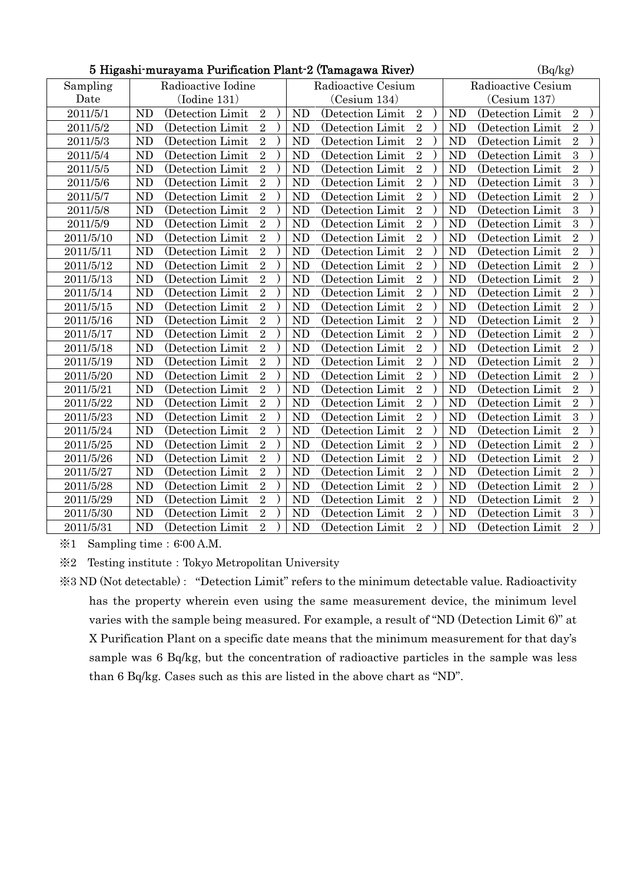### 5 Higashi-murayama Purification Plant-2 (Tamagawa River)

(Bq/kg)

| Sampling Date | Radioactive Iodine (Iodine 131) | Radioactive Cesium (Cesium 134) | Radioactive Cesium (Cesium 137) |
|---|---|---|---|
| 2011/5/1 | ND (Detection Limit 2) | ND (Detection Limit 2) | ND (Detection Limit 2) |
| 2011/5/2 | ND (Detection Limit 2) | ND (Detection Limit 2) | ND (Detection Limit 2) |
| 2011/5/3 | ND (Detection Limit 2) | ND (Detection Limit 2) | ND (Detection Limit 2) |
| 2011/5/4 | ND (Detection Limit 2) | ND (Detection Limit 2) | ND (Detection Limit 3) |
| 2011/5/5 | ND (Detection Limit 2) | ND (Detection Limit 2) | ND (Detection Limit 2) |
| 2011/5/6 | ND (Detection Limit 2) | ND (Detection Limit 2) | ND (Detection Limit 3) |
| 2011/5/7 | ND (Detection Limit 2) | ND (Detection Limit 2) | ND (Detection Limit 2) |
| 2011/5/8 | ND (Detection Limit 2) | ND (Detection Limit 2) | ND (Detection Limit 3) |
| 2011/5/9 | ND (Detection Limit 2) | ND (Detection Limit 2) | ND (Detection Limit 3) |
| 2011/5/10 | ND (Detection Limit 2) | ND (Detection Limit 2) | ND (Detection Limit 2) |
| 2011/5/11 | ND (Detection Limit 2) | ND (Detection Limit 2) | ND (Detection Limit 2) |
| 2011/5/12 | ND (Detection Limit 2) | ND (Detection Limit 2) | ND (Detection Limit 2) |
| 2011/5/13 | ND (Detection Limit 2) | ND (Detection Limit 2) | ND (Detection Limit 2) |
| 2011/5/14 | ND (Detection Limit 2) | ND (Detection Limit 2) | ND (Detection Limit 2) |
| 2011/5/15 | ND (Detection Limit 2) | ND (Detection Limit 2) | ND (Detection Limit 2) |
| 2011/5/16 | ND (Detection Limit 2) | ND (Detection Limit 2) | ND (Detection Limit 2) |
| 2011/5/17 | ND (Detection Limit 2) | ND (Detection Limit 2) | ND (Detection Limit 2) |
| 2011/5/18 | ND (Detection Limit 2) | ND (Detection Limit 2) | ND (Detection Limit 2) |
| 2011/5/19 | ND (Detection Limit 2) | ND (Detection Limit 2) | ND (Detection Limit 2) |
| 2011/5/20 | ND (Detection Limit 2) | ND (Detection Limit 2) | ND (Detection Limit 2) |
| 2011/5/21 | ND (Detection Limit 2) | ND (Detection Limit 2) | ND (Detection Limit 2) |
| 2011/5/22 | ND (Detection Limit 2) | ND (Detection Limit 2) | ND (Detection Limit 2) |
| 2011/5/23 | ND (Detection Limit 2) | ND (Detection Limit 2) | ND (Detection Limit 3) |
| 2011/5/24 | ND (Detection Limit 2) | ND (Detection Limit 2) | ND (Detection Limit 2) |
| 2011/5/25 | ND (Detection Limit 2) | ND (Detection Limit 2) | ND (Detection Limit 2) |
| 2011/5/26 | ND (Detection Limit 2) | ND (Detection Limit 2) | ND (Detection Limit 2) |
| 2011/5/27 | ND (Detection Limit 2) | ND (Detection Limit 2) | ND (Detection Limit 2) |
| 2011/5/28 | ND (Detection Limit 2) | ND (Detection Limit 2) | ND (Detection Limit 2) |
| 2011/5/29 | ND (Detection Limit 2) | ND (Detection Limit 2) | ND (Detection Limit 2) |
| 2011/5/30 | ND (Detection Limit 2) | ND (Detection Limit 2) | ND (Detection Limit 3) |
| 2011/5/31 | ND (Detection Limit 2) | ND (Detection Limit 2) | ND (Detection Limit 2) |

※1 Sampling time：6:00 A.M.

※2 Testing institute：Tokyo Metropolitan University

※3 ND (Not detectable)： "Detection Limit" refers to the minimum detectable value. Radioactivity has the property wherein even using the same measurement device, the minimum level varies with the sample being measured. For example, a result of "ND (Detection Limit 6)" at X Purification Plant on a specific date means that the minimum measurement for that day's sample was 6 Bq/kg, but the concentration of radioactive particles in the sample was less than 6 Bq/kg. Cases such as this are listed in the above chart as "ND".